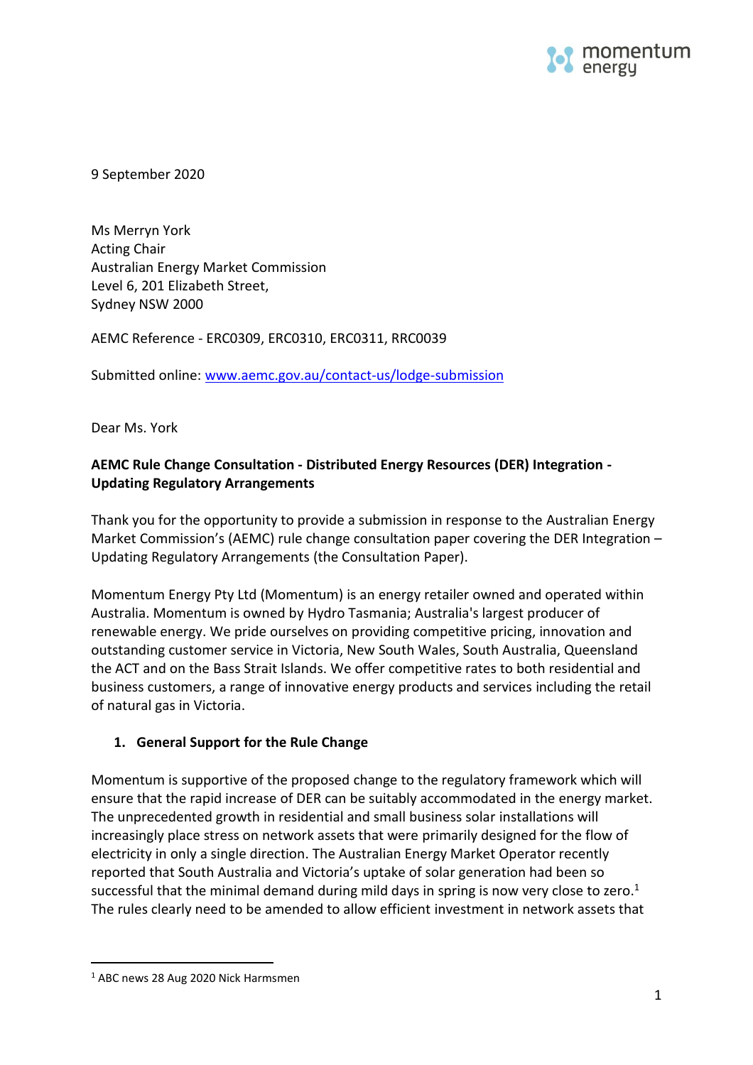momentum energy

9 September 2020

Ms Merryn York
Acting Chair
Australian Energy Market Commission
Level 6, 201 Elizabeth Street,
Sydney NSW 2000

AEMC Reference - ERC0309, ERC0310, ERC0311, RRC0039

Submitted online: www.aemc.gov.au/contact-us/lodge-submission

Dear Ms. York

**AEMC Rule Change Consultation - Distributed Energy Resources (DER) Integration - Updating Regulatory Arrangements**

Thank you for the opportunity to provide a submission in response to the Australian Energy Market Commission's (AEMC) rule change consultation paper covering the DER Integration – Updating Regulatory Arrangements (the Consultation Paper).

Momentum Energy Pty Ltd (Momentum) is an energy retailer owned and operated within Australia. Momentum is owned by Hydro Tasmania; Australia's largest producer of renewable energy. We pride ourselves on providing competitive pricing, innovation and outstanding customer service in Victoria, New South Wales, South Australia, Queensland the ACT and on the Bass Strait Islands. We offer competitive rates to both residential and business customers, a range of innovative energy products and services including the retail of natural gas in Victoria.

## 1. General Support for the Rule Change

Momentum is supportive of the proposed change to the regulatory framework which will ensure that the rapid increase of DER can be suitably accommodated in the energy market. The unprecedented growth in residential and small business solar installations will increasingly place stress on network assets that were primarily designed for the flow of electricity in only a single direction. The Australian Energy Market Operator recently reported that South Australia and Victoria's uptake of solar generation had been so successful that the minimal demand during mild days in spring is now very close to zero.[1] The rules clearly need to be amended to allow efficient investment in network assets that

[1] ABC news 28 Aug 2020 Nick Harmsmen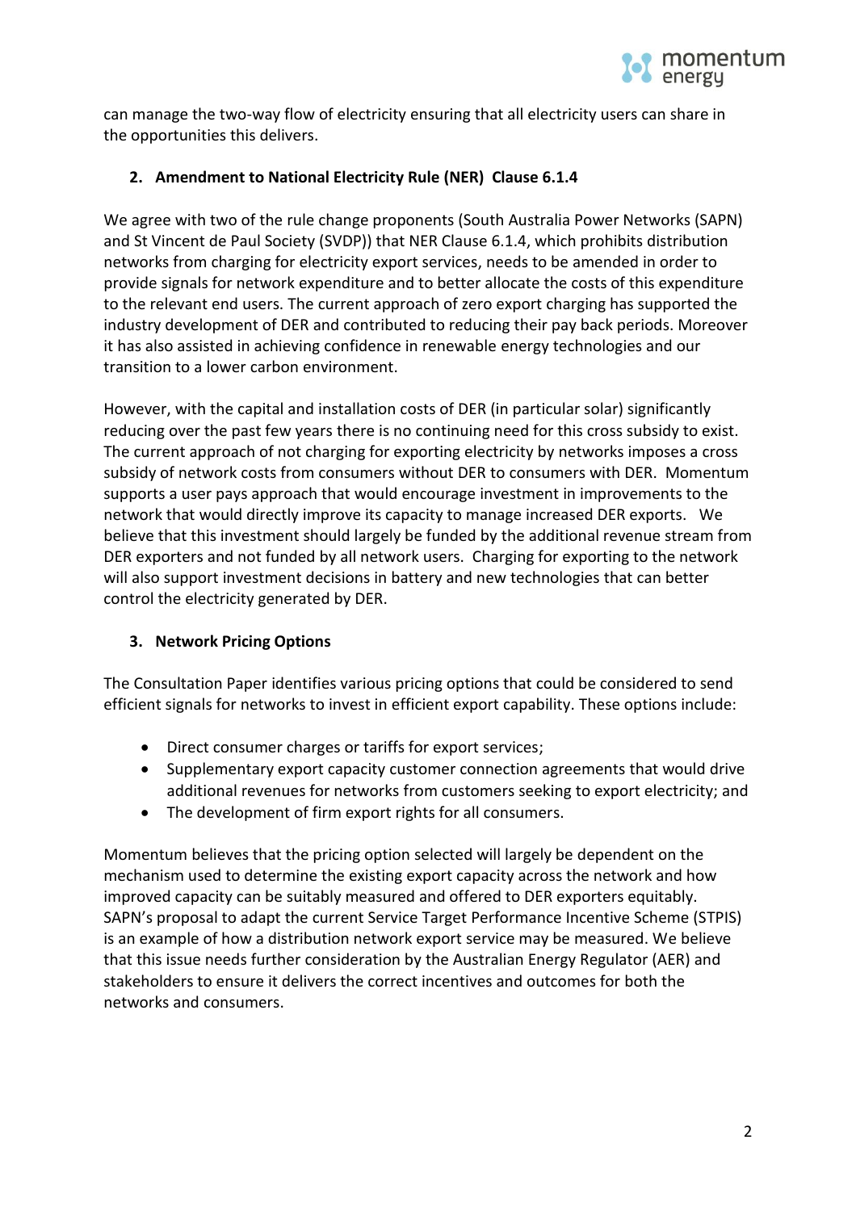can manage the two-way flow of electricity ensuring that all electricity users can share in the opportunities this delivers.

## 2. Amendment to National Electricity Rule (NER) Clause 6.1.4

We agree with two of the rule change proponents (South Australia Power Networks (SAPN) and St Vincent de Paul Society (SVDP)) that NER Clause 6.1.4, which prohibits distribution networks from charging for electricity export services, needs to be amended in order to provide signals for network expenditure and to better allocate the costs of this expenditure to the relevant end users. The current approach of zero export charging has supported the industry development of DER and contributed to reducing their pay back periods. Moreover it has also assisted in achieving confidence in renewable energy technologies and our transition to a lower carbon environment.

However, with the capital and installation costs of DER (in particular solar) significantly reducing over the past few years there is no continuing need for this cross subsidy to exist. The current approach of not charging for exporting electricity by networks imposes a cross subsidy of network costs from consumers without DER to consumers with DER. Momentum supports a user pays approach that would encourage investment in improvements to the network that would directly improve its capacity to manage increased DER exports. We believe that this investment should largely be funded by the additional revenue stream from DER exporters and not funded by all network users. Charging for exporting to the network will also support investment decisions in battery and new technologies that can better control the electricity generated by DER.

## 3. Network Pricing Options

The Consultation Paper identifies various pricing options that could be considered to send efficient signals for networks to invest in efficient export capability. These options include:

- Direct consumer charges or tariffs for export services;
- Supplementary export capacity customer connection agreements that would drive additional revenues for networks from customers seeking to export electricity; and
- The development of firm export rights for all consumers.

Momentum believes that the pricing option selected will largely be dependent on the mechanism used to determine the existing export capacity across the network and how improved capacity can be suitably measured and offered to DER exporters equitably. SAPN's proposal to adapt the current Service Target Performance Incentive Scheme (STPIS) is an example of how a distribution network export service may be measured. We believe that this issue needs further consideration by the Australian Energy Regulator (AER) and stakeholders to ensure it delivers the correct incentives and outcomes for both the networks and consumers.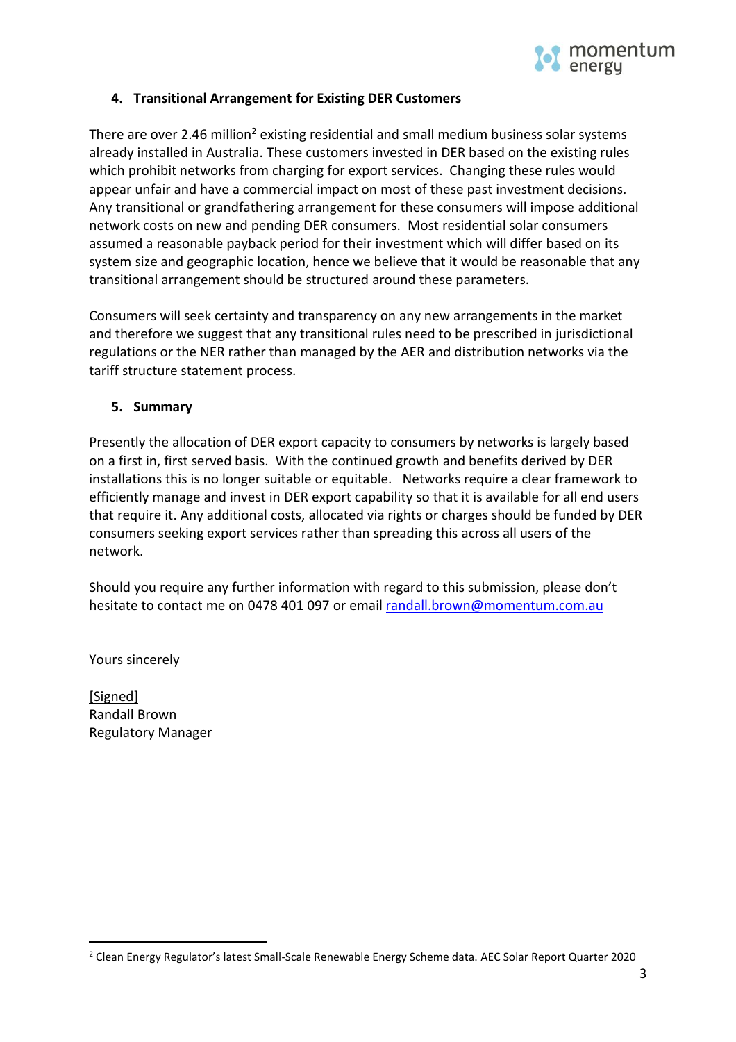### 4. Transitional Arrangement for Existing DER Customers

There are over 2.46 million[2] existing residential and small medium business solar systems already installed in Australia. These customers invested in DER based on the existing rules which prohibit networks from charging for export services. Changing these rules would appear unfair and have a commercial impact on most of these past investment decisions. Any transitional or grandfathering arrangement for these consumers will impose additional network costs on new and pending DER consumers. Most residential solar consumers assumed a reasonable payback period for their investment which will differ based on its system size and geographic location, hence we believe that it would be reasonable that any transitional arrangement should be structured around these parameters.

Consumers will seek certainty and transparency on any new arrangements in the market and therefore we suggest that any transitional rules need to be prescribed in jurisdictional regulations or the NER rather than managed by the AER and distribution networks via the tariff structure statement process.

### 5. Summary

Presently the allocation of DER export capacity to consumers by networks is largely based on a first in, first served basis. With the continued growth and benefits derived by DER installations this is no longer suitable or equitable. Networks require a clear framework to efficiently manage and invest in DER export capability so that it is available for all end users that require it. Any additional costs, allocated via rights or charges should be funded by DER consumers seeking export services rather than spreading this across all users of the network.

Should you require any further information with regard to this submission, please don't hesitate to contact me on 0478 401 097 or email randall.brown@momentum.com.au

Yours sincerely

[Signed]
Randall Brown
Regulatory Manager

---

[2] Clean Energy Regulator's latest Small-Scale Renewable Energy Scheme data. AEC Solar Report Quarter 2020